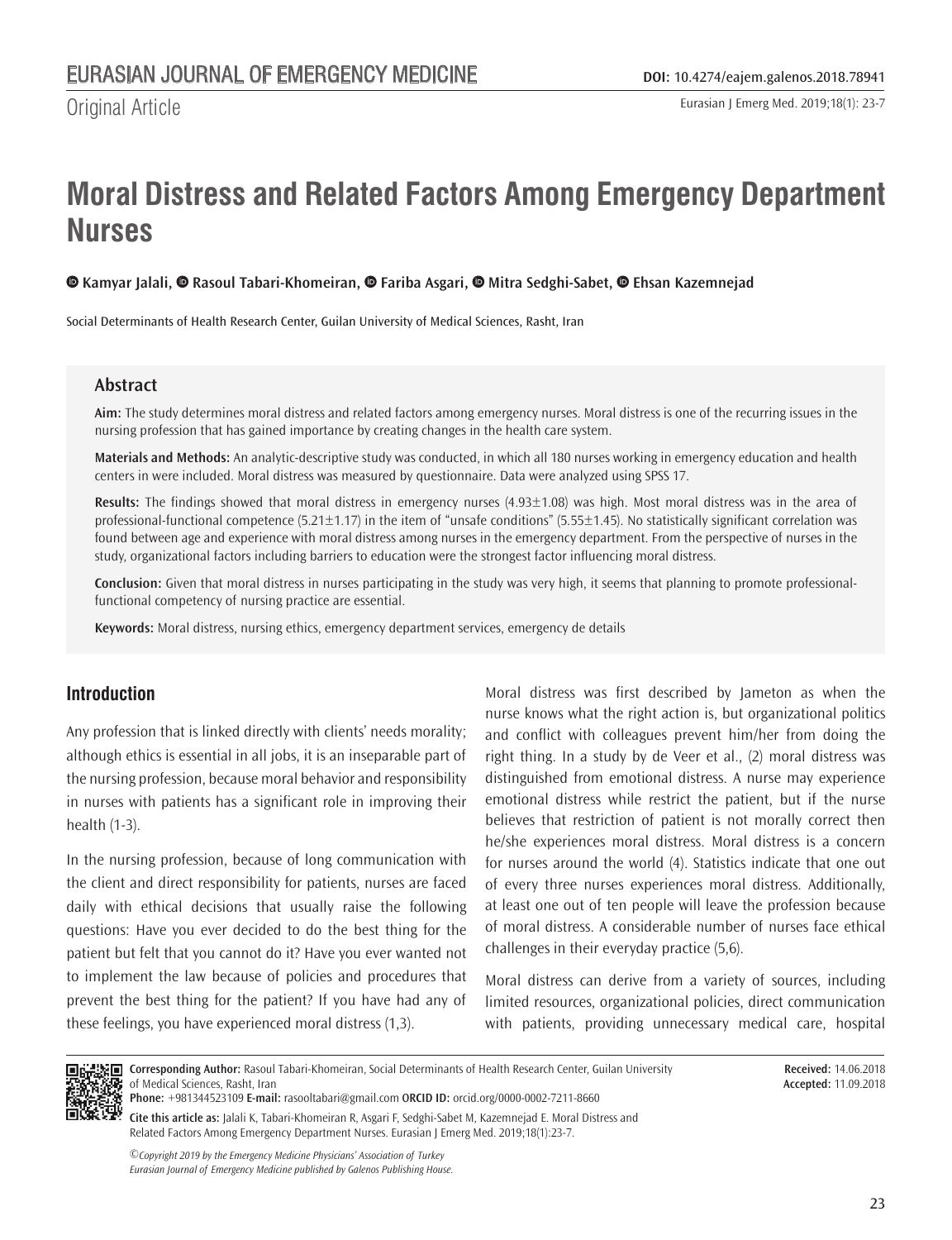Original Article

# Moral Distress and Related Factors Among Emergency Department Nurses

Kamyar Jalali, Rasoul Tabari-Khomeiran, Fariba Asgari, Mitra Sedghi-Sabet, Ehsan Kazemnejad

Social Determinants of Health Research Center, Guilan University of Medical Sciences, Rasht, Iran

## Abstract

**Aim:** The study determines moral distress and related factors among emergency nurses. Moral distress is one of the recurring issues in the nursing profession that has gained importance by creating changes in the health care system.

**Materials and Methods:** An analytic-descriptive study was conducted, in which all 180 nurses working in emergency education and health centers in were included. Moral distress was measured by questionnaire. Data were analyzed using SPSS 17.

**Results:** The findings showed that moral distress in emergency nurses (4.93±1.08) was high. Most moral distress was in the area of professional-functional competence (5.21±1.17) in the item of "unsafe conditions" (5.55±1.45). No statistically significant correlation was found between age and experience with moral distress among nurses in the emergency department. From the perspective of nurses in the study, organizational factors including barriers to education were the strongest factor influencing moral distress.

**Conclusion:** Given that moral distress in nurses participating in the study was very high, it seems that planning to promote professional-functional competency of nursing practice are essential.

**Keywords:** Moral distress, nursing ethics, emergency department services, emergency de details

## Introduction

Any profession that is linked directly with clients' needs morality; although ethics is essential in all jobs, it is an inseparable part of the nursing profession, because moral behavior and responsibility in nurses with patients has a significant role in improving their health (1-3).

In the nursing profession, because of long communication with the client and direct responsibility for patients, nurses are faced daily with ethical decisions that usually raise the following questions: Have you ever decided to do the best thing for the patient but felt that you cannot do it? Have you ever wanted not to implement the law because of policies and procedures that prevent the best thing for the patient? If you have had any of these feelings, you have experienced moral distress (1,3).

Moral distress was first described by Jameton as when the nurse knows what the right action is, but organizational politics and conflict with colleagues prevent him/her from doing the right thing. In a study by de Veer et al., (2) moral distress was distinguished from emotional distress. A nurse may experience emotional distress while restrict the patient, but if the nurse believes that restriction of patient is not morally correct then he/she experiences moral distress. Moral distress is a concern for nurses around the world (4). Statistics indicate that one out of every three nurses experiences moral distress. Additionally, at least one out of ten people will leave the profession because of moral distress. A considerable number of nurses face ethical challenges in their everyday practice (5,6).

Moral distress can derive from a variety of sources, including limited resources, organizational policies, direct communication with patients, providing unnecessary medical care, hospital

**Corresponding Author:** Rasoul Tabari-Khomeiran, Social Determinants of Health Research Center, Guilan University of Medical Sciences, Rasht, Iran
**Phone:** +981344523109 **E-mail:** rasooltabari@gmail.com **ORCID ID:** orcid.org/0000-0002-7211-8660

**Received:** 14.06.2018
**Accepted:** 11.09.2018

**Cite this article as:** Jalali K, Tabari-Khomeiran R, Asgari F, Sedghi-Sabet M, Kazemnejad E. Moral Distress and Related Factors Among Emergency Department Nurses. Eurasian J Emerg Med. 2019;18(1):23-7.

*©Copyright 2019 by the Emergency Medicine Physicians' Association of Turkey*
*Eurasian Journal of Emergency Medicine published by Galenos Publishing House.*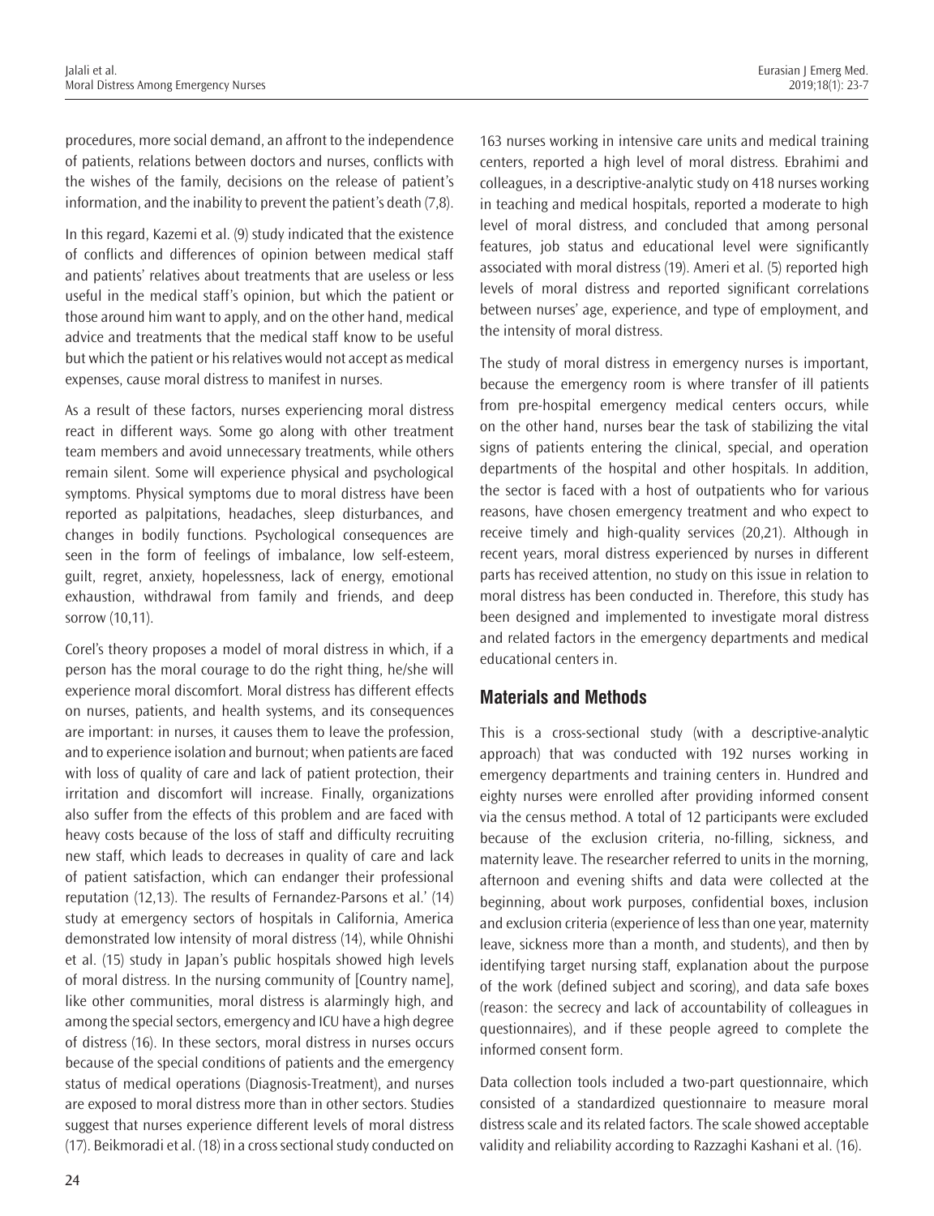procedures, more social demand, an affront to the independence of patients, relations between doctors and nurses, conflicts with the wishes of the family, decisions on the release of patient's information, and the inability to prevent the patient's death (7,8).

In this regard, Kazemi et al. (9) study indicated that the existence of conflicts and differences of opinion between medical staff and patients' relatives about treatments that are useless or less useful in the medical staff's opinion, but which the patient or those around him want to apply, and on the other hand, medical advice and treatments that the medical staff know to be useful but which the patient or his relatives would not accept as medical expenses, cause moral distress to manifest in nurses.

As a result of these factors, nurses experiencing moral distress react in different ways. Some go along with other treatment team members and avoid unnecessary treatments, while others remain silent. Some will experience physical and psychological symptoms. Physical symptoms due to moral distress have been reported as palpitations, headaches, sleep disturbances, and changes in bodily functions. Psychological consequences are seen in the form of feelings of imbalance, low self-esteem, guilt, regret, anxiety, hopelessness, lack of energy, emotional exhaustion, withdrawal from family and friends, and deep sorrow (10,11).

Corel's theory proposes a model of moral distress in which, if a person has the moral courage to do the right thing, he/she will experience moral discomfort. Moral distress has different effects on nurses, patients, and health systems, and its consequences are important: in nurses, it causes them to leave the profession, and to experience isolation and burnout; when patients are faced with loss of quality of care and lack of patient protection, their irritation and discomfort will increase. Finally, organizations also suffer from the effects of this problem and are faced with heavy costs because of the loss of staff and difficulty recruiting new staff, which leads to decreases in quality of care and lack of patient satisfaction, which can endanger their professional reputation (12,13). The results of Fernandez-Parsons et al.' (14) study at emergency sectors of hospitals in California, America demonstrated low intensity of moral distress (14), while Ohnishi et al. (15) study in Japan's public hospitals showed high levels of moral distress. In the nursing community of [Country name], like other communities, moral distress is alarmingly high, and among the special sectors, emergency and ICU have a high degree of distress (16). In these sectors, moral distress in nurses occurs because of the special conditions of patients and the emergency status of medical operations (Diagnosis-Treatment), and nurses are exposed to moral distress more than in other sectors. Studies suggest that nurses experience different levels of moral distress (17). Beikmoradi et al. (18) in a cross sectional study conducted on 163 nurses working in intensive care units and medical training centers, reported a high level of moral distress. Ebrahimi and colleagues, in a descriptive-analytic study on 418 nurses working in teaching and medical hospitals, reported a moderate to high level of moral distress, and concluded that among personal features, job status and educational level were significantly associated with moral distress (19). Ameri et al. (5) reported high levels of moral distress and reported significant correlations between nurses' age, experience, and type of employment, and the intensity of moral distress.

The study of moral distress in emergency nurses is important, because the emergency room is where transfer of ill patients from pre-hospital emergency medical centers occurs, while on the other hand, nurses bear the task of stabilizing the vital signs of patients entering the clinical, special, and operation departments of the hospital and other hospitals. In addition, the sector is faced with a host of outpatients who for various reasons, have chosen emergency treatment and who expect to receive timely and high-quality services (20,21). Although in recent years, moral distress experienced by nurses in different parts has received attention, no study on this issue in relation to moral distress has been conducted in. Therefore, this study has been designed and implemented to investigate moral distress and related factors in the emergency departments and medical educational centers in.

## Materials and Methods

This is a cross-sectional study (with a descriptive-analytic approach) that was conducted with 192 nurses working in emergency departments and training centers in. Hundred and eighty nurses were enrolled after providing informed consent via the census method. A total of 12 participants were excluded because of the exclusion criteria, no-filling, sickness, and maternity leave. The researcher referred to units in the morning, afternoon and evening shifts and data were collected at the beginning, about work purposes, confidential boxes, inclusion and exclusion criteria (experience of less than one year, maternity leave, sickness more than a month, and students), and then by identifying target nursing staff, explanation about the purpose of the work (defined subject and scoring), and data safe boxes (reason: the secrecy and lack of accountability of colleagues in questionnaires), and if these people agreed to complete the informed consent form.

Data collection tools included a two-part questionnaire, which consisted of a standardized questionnaire to measure moral distress scale and its related factors. The scale showed acceptable validity and reliability according to Razzaghi Kashani et al. (16).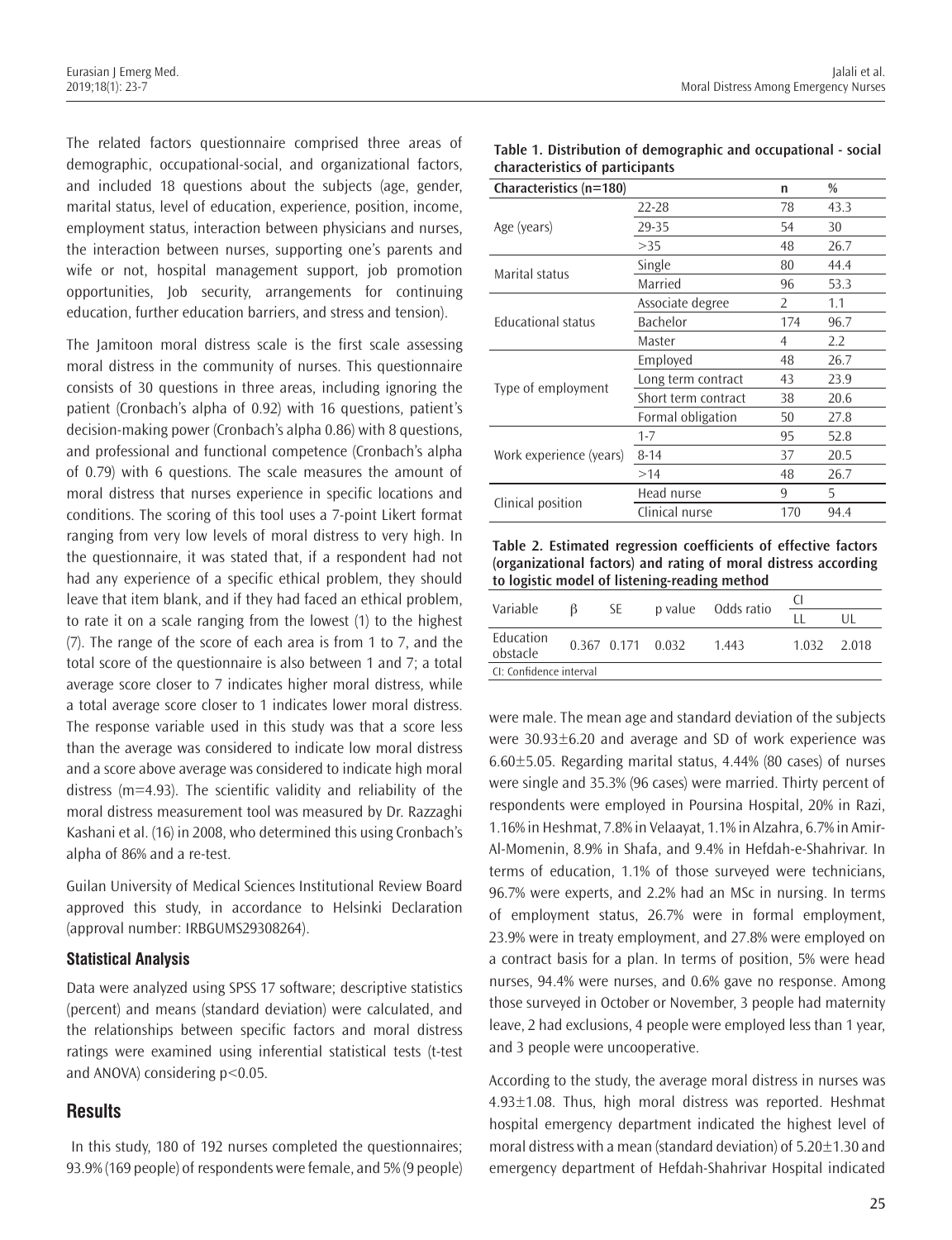The related factors questionnaire comprised three areas of demographic, occupational-social, and organizational factors, and included 18 questions about the subjects (age, gender, marital status, level of education, experience, position, income, employment status, interaction between physicians and nurses, the interaction between nurses, supporting one's parents and wife or not, hospital management support, job promotion opportunities, Job security, arrangements for continuing education, further education barriers, and stress and tension).

The Jamitoon moral distress scale is the first scale assessing moral distress in the community of nurses. This questionnaire consists of 30 questions in three areas, including ignoring the patient (Cronbach's alpha of 0.92) with 16 questions, patient's decision-making power (Cronbach's alpha 0.86) with 8 questions, and professional and functional competence (Cronbach's alpha of 0.79) with 6 questions. The scale measures the amount of moral distress that nurses experience in specific locations and conditions. The scoring of this tool uses a 7-point Likert format ranging from very low levels of moral distress to very high. In the questionnaire, it was stated that, if a respondent had not had any experience of a specific ethical problem, they should leave that item blank, and if they had faced an ethical problem, to rate it on a scale ranging from the lowest (1) to the highest (7). The range of the score of each area is from 1 to 7, and the total score of the questionnaire is also between 1 and 7; a total average score closer to 7 indicates higher moral distress, while a total average score closer to 1 indicates lower moral distress. The response variable used in this study was that a score less than the average was considered to indicate low moral distress and a score above average was considered to indicate high moral distress (m=4.93). The scientific validity and reliability of the moral distress measurement tool was measured by Dr. Razzaghi Kashani et al. (16) in 2008, who determined this using Cronbach's alpha of 86% and a re-test.

Guilan University of Medical Sciences Institutional Review Board approved this study, in accordance to Helsinki Declaration (approval number: IRBGUMS29308264).

### Statistical Analysis

Data were analyzed using SPSS 17 software; descriptive statistics (percent) and means (standard deviation) were calculated, and the relationships between specific factors and moral distress ratings were examined using inferential statistical tests (t-test and ANOVA) considering $p<0.05$.

## Results

In this study, 180 of 192 nurses completed the questionnaires; 93.9% (169 people) of respondents were female, and 5% (9 people) were male. The mean age and standard deviation of the subjects were 30.93±6.20 and average and SD of work experience was 6.60±5.05. Regarding marital status, 4.44% (80 cases) of nurses were single and 35.3% (96 cases) were married. Thirty percent of respondents were employed in Poursina Hospital, 20% in Razi, 1.16% in Heshmat, 7.8% in Velaayat, 1.1% in Alzahra, 6.7% in Amir-Al-Momenin, 8.9% in Shafa, and 9.4% in Hefdah-e-Shahrivar. In terms of education, 1.1% of those surveyed were technicians, 96.7% were experts, and 2.2% had an MSc in nursing. In terms of employment status, 26.7% were in formal employment, 23.9% were in treaty employment, and 27.8% were employed on a contract basis for a plan. In terms of position, 5% were head nurses, 94.4% were nurses, and 0.6% gave no response. Among those surveyed in October or November, 3 people had maternity leave, 2 had exclusions, 4 people were employed less than 1 year, and 3 people were uncooperative.

**Table 1. Distribution of demographic and occupational - social characteristics of participants**

| Characteristics (n=180) | | n | % |
|---|---|---|---|
| Age (years) | 22-28 | 78 | 43.3 |
| | 29-35 | 54 | 30 |
| | >35 | 48 | 26.7 |
| Marital status | Single | 80 | 44.4 |
| | Married | 96 | 53.3 |
| Educational status | Associate degree | 2 | 1.1 |
| | Bachelor | 174 | 96.7 |
| | Master | 4 | 2.2 |
| Type of employment | Employed | 48 | 26.7 |
| | Long term contract | 43 | 23.9 |
| | Short term contract | 38 | 20.6 |
| | Formal obligation | 50 | 27.8 |
| Work experience (years) | 1-7 | 95 | 52.8 |
| | 8-14 | 37 | 20.5 |
| | >14 | 48 | 26.7 |
| Clinical position | Head nurse | 9 | 5 |
| | Clinical nurse | 170 | 94.4 |

**Table 2. Estimated regression coefficients of effective factors (organizational factors) and rating of moral distress according to logistic model of listening-reading method**

| Variable | β | SE | p value | Odds ratio | CI | |
|---|---|---|---|---|---|---|
| | | | | | LL | UL |
| Education obstacle | 0.367 | 0.171 | 0.032 | 1.443 | 1.032 | 2.018 |

CI: Confidence interval

According to the study, the average moral distress in nurses was 4.93±1.08. Thus, high moral distress was reported. Heshmat hospital emergency department indicated the highest level of moral distress with a mean (standard deviation) of 5.20±1.30 and emergency department of Hefdah-Shahrivar Hospital indicated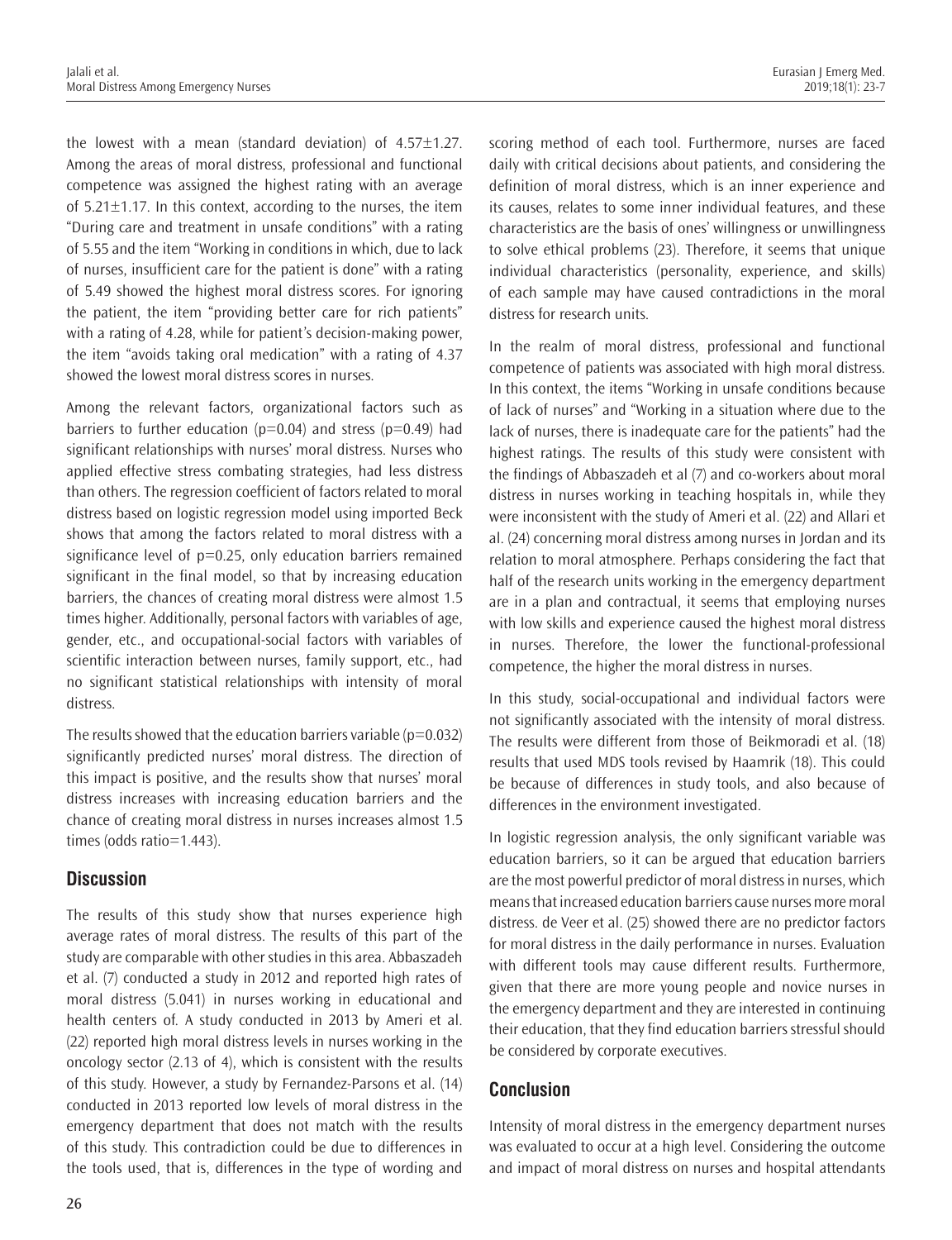the lowest with a mean (standard deviation) of 4.57±1.27. Among the areas of moral distress, professional and functional competence was assigned the highest rating with an average of 5.21±1.17. In this context, according to the nurses, the item "During care and treatment in unsafe conditions" with a rating of 5.55 and the item "Working in conditions in which, due to lack of nurses, insufficient care for the patient is done" with a rating of 5.49 showed the highest moral distress scores. For ignoring the patient, the item "providing better care for rich patients" with a rating of 4.28, while for patient's decision-making power, the item "avoids taking oral medication" with a rating of 4.37 showed the lowest moral distress scores in nurses.

Among the relevant factors, organizational factors such as barriers to further education ($p=0.04$) and stress ($p=0.49$) had significant relationships with nurses' moral distress. Nurses who applied effective stress combating strategies, had less distress than others. The regression coefficient of factors related to moral distress based on logistic regression model using imported Beck shows that among the factors related to moral distress with a significance level of $p=0.25$, only education barriers remained significant in the final model, so that by increasing education barriers, the chances of creating moral distress were almost 1.5 times higher. Additionally, personal factors with variables of age, gender, etc., and occupational-social factors with variables of scientific interaction between nurses, family support, etc., had no significant statistical relationships with intensity of moral distress.

The results showed that the education barriers variable ($p=0.032$) significantly predicted nurses' moral distress. The direction of this impact is positive, and the results show that nurses' moral distress increases with increasing education barriers and the chance of creating moral distress in nurses increases almost 1.5 times (odds ratio=1.443).

## Discussion

The results of this study show that nurses experience high average rates of moral distress. The results of this part of the study are comparable with other studies in this area. Abbaszadeh et al. (7) conducted a study in 2012 and reported high rates of moral distress (5.041) in nurses working in educational and health centers of. A study conducted in 2013 by Ameri et al. (22) reported high moral distress levels in nurses working in the oncology sector (2.13 of 4), which is consistent with the results of this study. However, a study by Fernandez-Parsons et al. (14) conducted in 2013 reported low levels of moral distress in the emergency department that does not match with the results of this study. This contradiction could be due to differences in the tools used, that is, differences in the type of wording and scoring method of each tool. Furthermore, nurses are faced daily with critical decisions about patients, and considering the definition of moral distress, which is an inner experience and its causes, relates to some inner individual features, and these characteristics are the basis of ones' willingness or unwillingness to solve ethical problems (23). Therefore, it seems that unique individual characteristics (personality, experience, and skills) of each sample may have caused contradictions in the moral distress for research units.

In the realm of moral distress, professional and functional competence of patients was associated with high moral distress. In this context, the items "Working in unsafe conditions because of lack of nurses" and "Working in a situation where due to the lack of nurses, there is inadequate care for the patients" had the highest ratings. The results of this study were consistent with the findings of Abbaszadeh et al (7) and co-workers about moral distress in nurses working in teaching hospitals in, while they were inconsistent with the study of Ameri et al. (22) and Allari et al. (24) concerning moral distress among nurses in Jordan and its relation to moral atmosphere. Perhaps considering the fact that half of the research units working in the emergency department are in a plan and contractual, it seems that employing nurses with low skills and experience caused the highest moral distress in nurses. Therefore, the lower the functional-professional competence, the higher the moral distress in nurses.

In this study, social-occupational and individual factors were not significantly associated with the intensity of moral distress. The results were different from those of Beikmoradi et al. (18) results that used MDS tools revised by Haamrik (18). This could be because of differences in study tools, and also because of differences in the environment investigated.

In logistic regression analysis, the only significant variable was education barriers, so it can be argued that education barriers are the most powerful predictor of moral distress in nurses, which means that increased education barriers cause nurses more moral distress. de Veer et al. (25) showed there are no predictor factors for moral distress in the daily performance in nurses. Evaluation with different tools may cause different results. Furthermore, given that there are more young people and novice nurses in the emergency department and they are interested in continuing their education, that they find education barriers stressful should be considered by corporate executives.

## Conclusion

Intensity of moral distress in the emergency department nurses was evaluated to occur at a high level. Considering the outcome and impact of moral distress on nurses and hospital attendants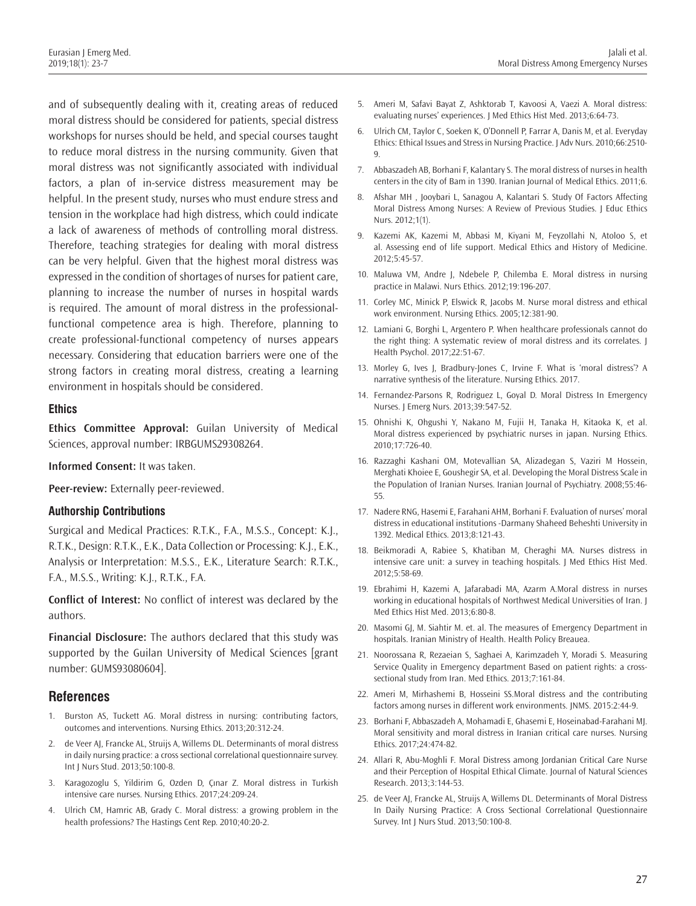and of subsequently dealing with it, creating areas of reduced moral distress should be considered for patients, special distress workshops for nurses should be held, and special courses taught to reduce moral distress in the nursing community. Given that moral distress was not significantly associated with individual factors, a plan of in-service distress measurement may be helpful. In the present study, nurses who must endure stress and tension in the workplace had high distress, which could indicate a lack of awareness of methods of controlling moral distress. Therefore, teaching strategies for dealing with moral distress can be very helpful. Given that the highest moral distress was expressed in the condition of shortages of nurses for patient care, planning to increase the number of nurses in hospital wards is required. The amount of moral distress in the professional-functional competence area is high. Therefore, planning to create professional-functional competency of nurses appears necessary. Considering that education barriers were one of the strong factors in creating moral distress, creating a learning environment in hospitals should be considered.

### Ethics

**Ethics Committee Approval:** Guilan University of Medical Sciences, approval number: IRBGUMS29308264.

**Informed Consent:** It was taken.

**Peer-review:** Externally peer-reviewed.

### Authorship Contributions

Surgical and Medical Practices: R.T.K., F.A., M.S.S., Concept: K.J., R.T.K., Design: R.T.K., E.K., Data Collection or Processing: K.J., E.K., Analysis or Interpretation: M.S.S., E.K., Literature Search: R.T.K., F.A., M.S.S., Writing: K.J., R.T.K., F.A.

**Conflict of Interest:** No conflict of interest was declared by the authors.

**Financial Disclosure:** The authors declared that this study was supported by the Guilan University of Medical Sciences [grant number: GUMS93080604].

## References

1. Burston AS, Tuckett AG. Moral distress in nursing: contributing factors, outcomes and interventions. Nursing Ethics. 2013;20:312-24.
2. de Veer AJ, Francke AL, Struijs A, Willems DL. Determinants of moral distress in daily nursing practice: a cross sectional correlational questionnaire survey. Int J Nurs Stud. 2013;50:100-8.
3. Karagozoglu S, Yildirim G, Ozden D, Çınar Z. Moral distress in Turkish intensive care nurses. Nursing Ethics. 2017;24:209-24.
4. Ulrich CM, Hamric AB, Grady C. Moral distress: a growing problem in the health professions? The Hastings Cent Rep. 2010;40:20-2.
5. Ameri M, Safavi Bayat Z, Ashktorab T, Kavoosi A, Vaezi A. Moral distress: evaluating nurses' experiences. J Med Ethics Hist Med. 2013;6:64-73.
6. Ulrich CM, Taylor C, Soeken K, O'Donnell P, Farrar A, Danis M, et al. Everyday Ethics: Ethical Issues and Stress in Nursing Practice. J Adv Nurs. 2010;66:2510-9.
7. Abbaszadeh AB, Borhani F, Kalantary S. The moral distress of nurses in health centers in the city of Bam in 1390. Iranian Journal of Medical Ethics. 2011;6.
8. Afshar MH , Jooybari L, Sanagou A, Kalantari S. Study Of Factors Affecting Moral Distress Among Nurses: A Review of Previous Studies. J Educ Ethics Nurs. 2012;1(1).
9. Kazemi AK, Kazemi M, Abbasi M, Kiyani M, Feyzollahi N, Atoloo S, et al. Assessing end of life support. Medical Ethics and History of Medicine. 2012;5:45-57.
10. Maluwa VM, Andre J, Ndebele P, Chilemba E. Moral distress in nursing practice in Malawi. Nurs Ethics. 2012;19:196-207.
11. Corley MC, Minick P, Elswick R, Jacobs M. Nurse moral distress and ethical work environment. Nursing Ethics. 2005;12:381-90.
12. Lamiani G, Borghi L, Argentero P. When healthcare professionals cannot do the right thing: A systematic review of moral distress and its correlates. J Health Psychol. 2017;22:51-67.
13. Morley G, Ives J, Bradbury-Jones C, Irvine F. What is 'moral distress'? A narrative synthesis of the literature. Nursing Ethics. 2017.
14. Fernandez-Parsons R, Rodriguez L, Goyal D. Moral Distress In Emergency Nurses. J Emerg Nurs. 2013;39:547-52.
15. Ohnishi K, Ohgushi Y, Nakano M, Fujii H, Tanaka H, Kitaoka K, et al. Moral distress experienced by psychiatric nurses in japan. Nursing Ethics. 2010;17:726-40.
16. Razzaghi Kashani OM, Motevallian SA, Alizadegan S, Vaziri M Hossein, Merghati Khoiee E, Goushegir SA, et al. Developing the Moral Distress Scale in the Population of Iranian Nurses. Iranian Journal of Psychiatry. 2008;55:46-55.
17. Nadere RNG, Hasemi E, Farahani AHM, Borhani F. Evaluation of nurses' moral distress in educational institutions -Darmany Shaheed Beheshti University in 1392. Medical Ethics. 2013;8:121-43.
18. Beikmoradi A, Rabiee S, Khatiban M, Cheraghi MA. Nurses distress in intensive care unit: a survey in teaching hospitals. J Med Ethics Hist Med. 2012;5:58-69.
19. Ebrahimi H, Kazemi A, Jafarabadi MA, Azarm A.Moral distress in nurses working in educational hospitals of Northwest Medical Universities of Iran. J Med Ethics Hist Med. 2013;6:80-8.
20. Masomi GJ, M. Siahtir M. et. al. The measures of Emergency Department in hospitals. Iranian Ministry of Health. Health Policy Breauea.
21. Noorossana R, Rezaeian S, Saghaei A, Karimzadeh Y, Moradi S. Measuring Service Quality in Emergency department Based on patient rights: a cross-sectional study from Iran. Med Ethics. 2013;7:161-84.
22. Ameri M, Mirhashemi B, Hosseini SS.Moral distress and the contributing factors among nurses in different work environments. JNMS. 2015:2:44-9.
23. Borhani F, Abbaszadeh A, Mohamadi E, Ghasemi E, Hoseinabad-Farahani MJ. Moral sensitivity and moral distress in Iranian critical care nurses. Nursing Ethics. 2017;24:474-82.
24. Allari R, Abu-Moghli F. Moral Distress among Jordanian Critical Care Nurse and their Perception of Hospital Ethical Climate. Journal of Natural Sciences Research. 2013;3:144-53.
25. de Veer AJ, Francke AL, Struijs A, Willems DL. Determinants of Moral Distress In Daily Nursing Practice: A Cross Sectional Correlational Questionnaire Survey. Int J Nurs Stud. 2013;50:100-8.